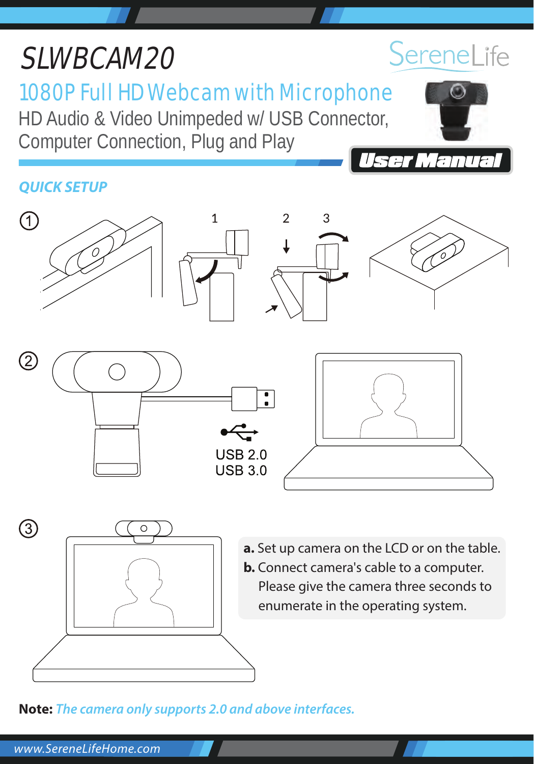# SLWBCAM20

SereneLife

## 1080P Full HD Webcam with Microphone

HD Audio & Video Unimpeded w/ USB Connector, Computer Connection, Plug and Play

**User Manual**

### QUICK SETUP

①

1 2 3

②

USB 2.0
USB 3.0

③

**a.** Set up camera on the LCD or on the table.

**b.** Connect camera's cable to a computer. Please give the camera three seconds to enumerate in the operating system.

**Note:** *The camera only supports 2.0 and above interfaces.*

*www.SereneLifeHome.com*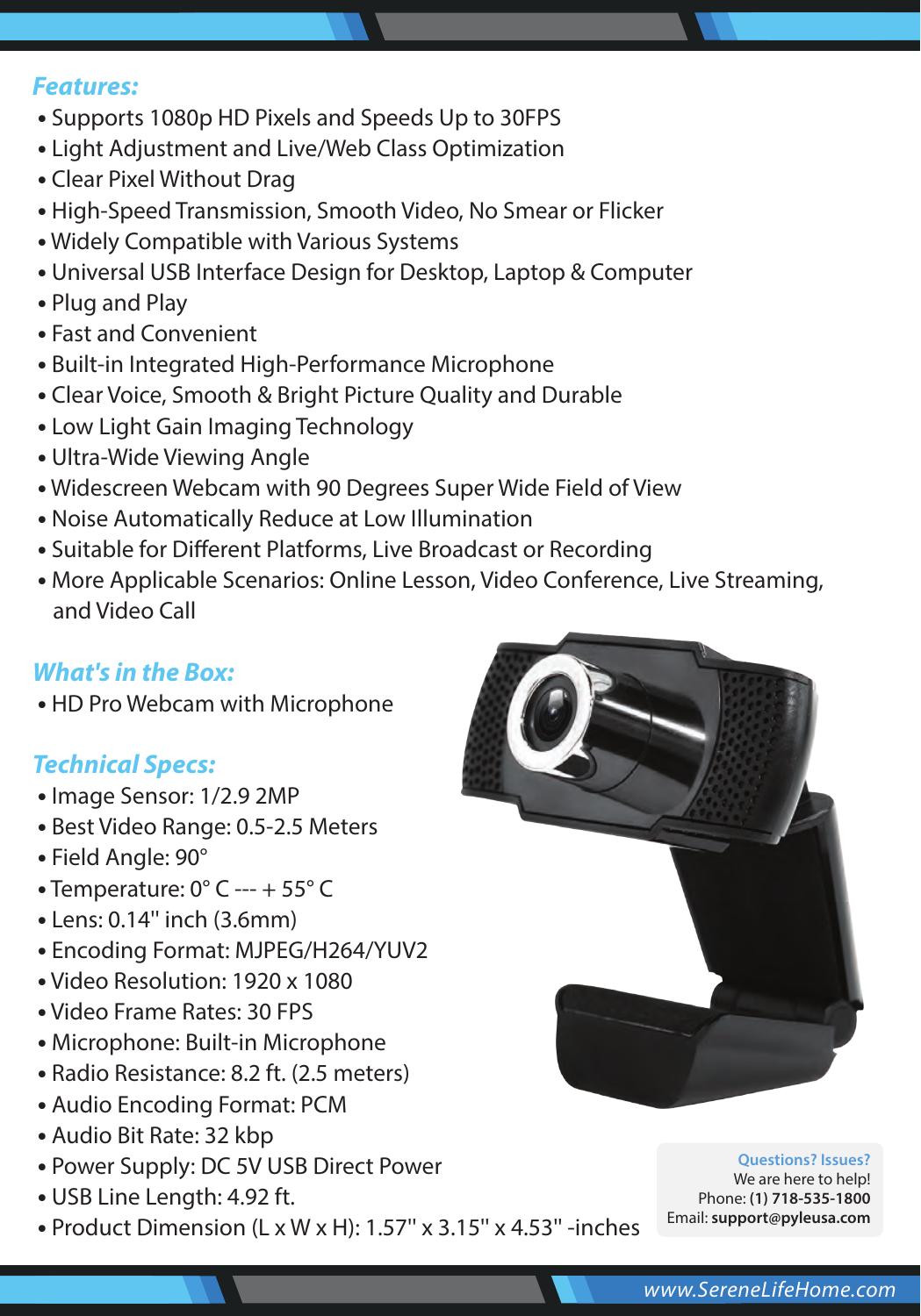## Features:

- Supports 1080p HD Pixels and Speeds Up to 30FPS
- Light Adjustment and Live/Web Class Optimization
- Clear Pixel Without Drag
- High-Speed Transmission, Smooth Video, No Smear or Flicker
- Widely Compatible with Various Systems
- Universal USB Interface Design for Desktop, Laptop & Computer
- Plug and Play
- Fast and Convenient
- Built-in Integrated High-Performance Microphone
- Clear Voice, Smooth & Bright Picture Quality and Durable
- Low Light Gain Imaging Technology
- Ultra-Wide Viewing Angle
- Widescreen Webcam with 90 Degrees Super Wide Field of View
- Noise Automatically Reduce at Low Illumination
- Suitable for Different Platforms, Live Broadcast or Recording
- More Applicable Scenarios: Online Lesson, Video Conference, Live Streaming, and Video Call

## What's in the Box:

- HD Pro Webcam with Microphone

## Technical Specs:

- Image Sensor: 1/2.9 2MP
- Best Video Range: 0.5-2.5 Meters
- Field Angle: 90°
- Temperature: 0° C --- + 55° C
- Lens: 0.14'' inch (3.6mm)
- Encoding Format: MJPEG/H264/YUV2
- Video Resolution: 1920 x 1080
- Video Frame Rates: 30 FPS
- Microphone: Built-in Microphone
- Radio Resistance: 8.2 ft. (2.5 meters)
- Audio Encoding Format: PCM
- Audio Bit Rate: 32 kbp
- Power Supply: DC 5V USB Direct Power
- USB Line Length: 4.92 ft.
- Product Dimension (L x W x H): 1.57'' x 3.15'' x 4.53'' -inches

**Questions? Issues?**
We are here to help!
Phone: **(1) 718-535-1800**
Email: **support@pyleusa.com**

www.SereneLifeHome.com